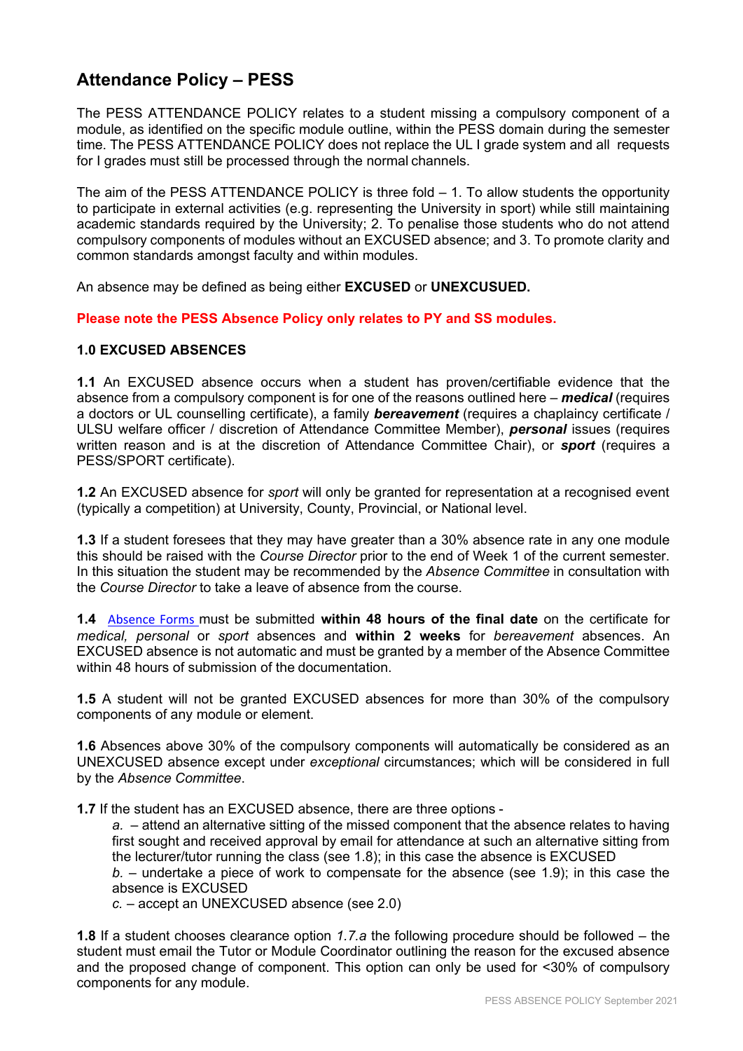## Attendance Policy – PESS

The PESS ATTENDANCE POLICY relates to a student missing a compulsory component of a module, as identified on the specific module outline, within the PESS domain during the semester time. The PESS ATTENDANCE POLICY does not replace the UL I grade system and all requests for I grades must still be processed through the normal channels.

The aim of the PESS ATTENDANCE POLICY is three fold – 1. To allow students the opportunity to participate in external activities (e.g. representing the University in sport) while still maintaining academic standards required by the University; 2. To penalise those students who do not attend compulsory components of modules without an EXCUSED absence; and 3. To promote clarity and common standards amongst faculty and within modules.

An absence may be defined as being either **EXCUSED** or **UNEXCUSUED.**

**Please note the PESS Absence Policy only relates to PY and SS modules.**

### 1.0 EXCUSED ABSENCES

**1.1** An EXCUSED absence occurs when a student has proven/certifiable evidence that the absence from a compulsory component is for one of the reasons outlined here – ***medical*** (requires a doctors or UL counselling certificate), a family ***bereavement*** (requires a chaplaincy certificate / ULSU welfare officer / discretion of Attendance Committee Member), ***personal*** issues (requires written reason and is at the discretion of Attendance Committee Chair), or ***sport*** (requires a PESS/SPORT certificate).

**1.2** An EXCUSED absence for *sport* will only be granted for representation at a recognised event (typically a competition) at University, County, Provincial, or National level.

**1.3** If a student foresees that they may have greater than a 30% absence rate in any one module this should be raised with the *Course Director* prior to the end of Week 1 of the current semester. In this situation the student may be recommended by the *Absence Committee* in consultation with the *Course Director* to take a leave of absence from the course.

**1.4** Absence Forms must be submitted **within 48 hours of the final date** on the certificate for *medical, personal* or *sport* absences and **within 2 weeks** for *bereavement* absences. An EXCUSED absence is not automatic and must be granted by a member of the Absence Committee within 48 hours of submission of the documentation.

**1.5** A student will not be granted EXCUSED absences for more than 30% of the compulsory components of any module or element.

**1.6** Absences above 30% of the compulsory components will automatically be considered as an UNEXCUSED absence except under *exceptional* circumstances; which will be considered in full by the *Absence Committee*.

**1.7** If the student has an EXCUSED absence, there are three options -

*a.* – attend an alternative sitting of the missed component that the absence relates to having first sought and received approval by email for attendance at such an alternative sitting from the lecturer/tutor running the class (see 1.8); in this case the absence is EXCUSED
*b.* – undertake a piece of work to compensate for the absence (see 1.9); in this case the absence is EXCUSED
*c.* – accept an UNEXCUSED absence (see 2.0)

**1.8** If a student chooses clearance option *1.7.a* the following procedure should be followed – the student must email the Tutor or Module Coordinator outlining the reason for the excused absence and the proposed change of component. This option can only be used for <30% of compulsory components for any module.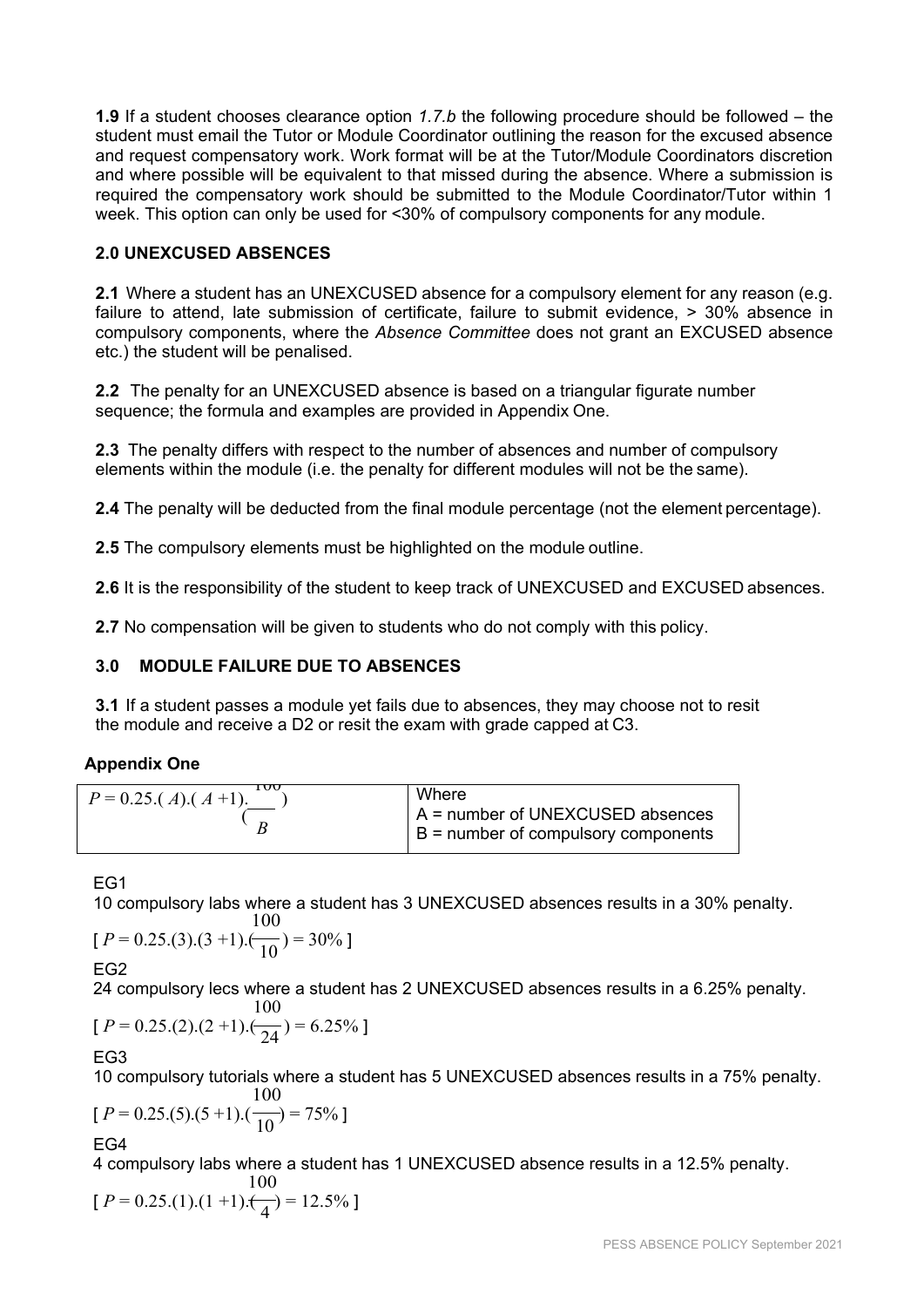**1.9** If a student chooses clearance option *1.7.b* the following procedure should be followed – the student must email the Tutor or Module Coordinator outlining the reason for the excused absence and request compensatory work. Work format will be at the Tutor/Module Coordinators discretion and where possible will be equivalent to that missed during the absence. Where a submission is required the compensatory work should be submitted to the Module Coordinator/Tutor within 1 week. This option can only be used for <30% of compulsory components for any module.

## 2.0 UNEXCUSED ABSENCES

**2.1** Where a student has an UNEXCUSED absence for a compulsory element for any reason (e.g. failure to attend, late submission of certificate, failure to submit evidence, > 30% absence in compulsory components, where the *Absence Committee* does not grant an EXCUSED absence etc.) the student will be penalised.

**2.2** The penalty for an UNEXCUSED absence is based on a triangular figurate number sequence; the formula and examples are provided in Appendix One.

**2.3** The penalty differs with respect to the number of absences and number of compulsory elements within the module (i.e. the penalty for different modules will not be the same).

**2.4** The penalty will be deducted from the final module percentage (not the element percentage).

**2.5** The compulsory elements must be highlighted on the module outline.

**2.6** It is the responsibility of the student to keep track of UNEXCUSED and EXCUSED absences.

**2.7** No compensation will be given to students who do not comply with this policy.

## 3.0 MODULE FAILURE DUE TO ABSENCES

**3.1** If a student passes a module yet fails due to absences, they may choose not to resit the module and receive a D2 or resit the exam with grade capped at C3.

### Appendix One

| | |
|---|---|
| $P = 0.25.(A).(A+1).(\frac{100}{B})$ | Where<br>A = number of UNEXCUSED absences<br>B = number of compulsory components |

EG1

10 compulsory labs where a student has 3 UNEXCUSED absences results in a 30% penalty.

$[\ P = 0.25.(3).(3+1).(\frac{100}{10}) = 30\%\ ]$

EG2

24 compulsory lecs where a student has 2 UNEXCUSED absences results in a 6.25% penalty.

$[\ P = 0.25.(2).(2+1).(\frac{100}{24}) = 6.25\%\ ]$

EG3

10 compulsory tutorials where a student has 5 UNEXCUSED absences results in a 75% penalty.

$[\ P = 0.25.(5).(5+1).(\frac{100}{10}) = 75\%\ ]$

EG4

4 compulsory labs where a student has 1 UNEXCUSED absence results in a 12.5% penalty.

$[\ P = 0.25.(1).(1+1).(\frac{100}{4}) = 12.5\%\ ]$